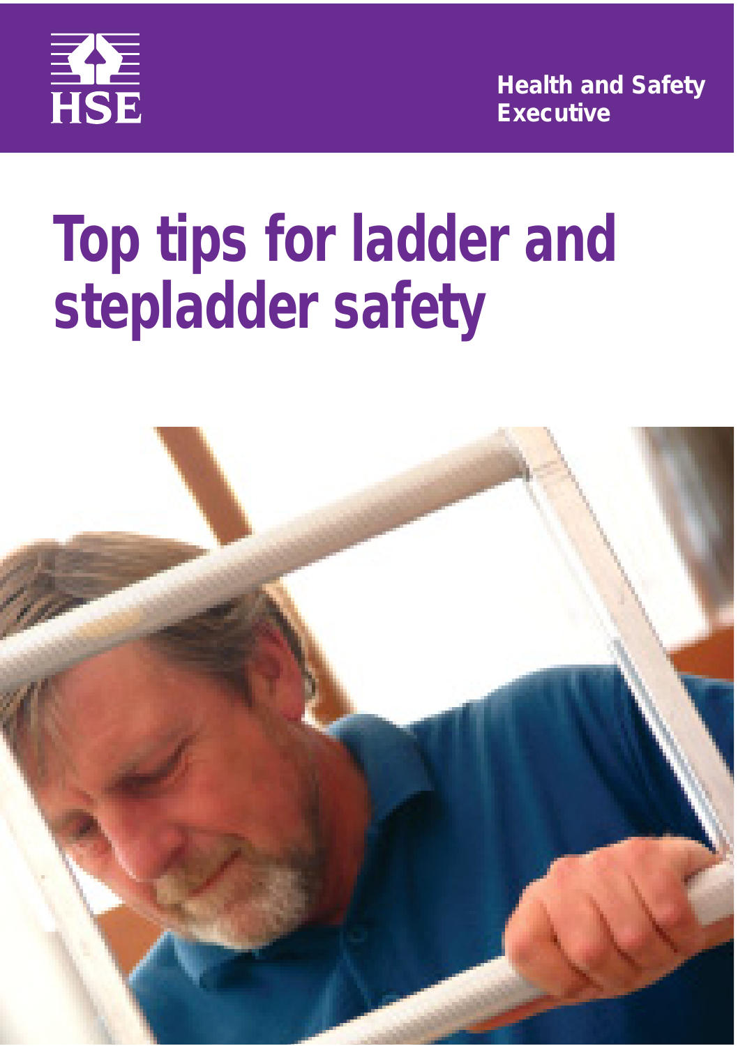HSE

Health and Safety Executive

# Top tips for ladder and stepladder safety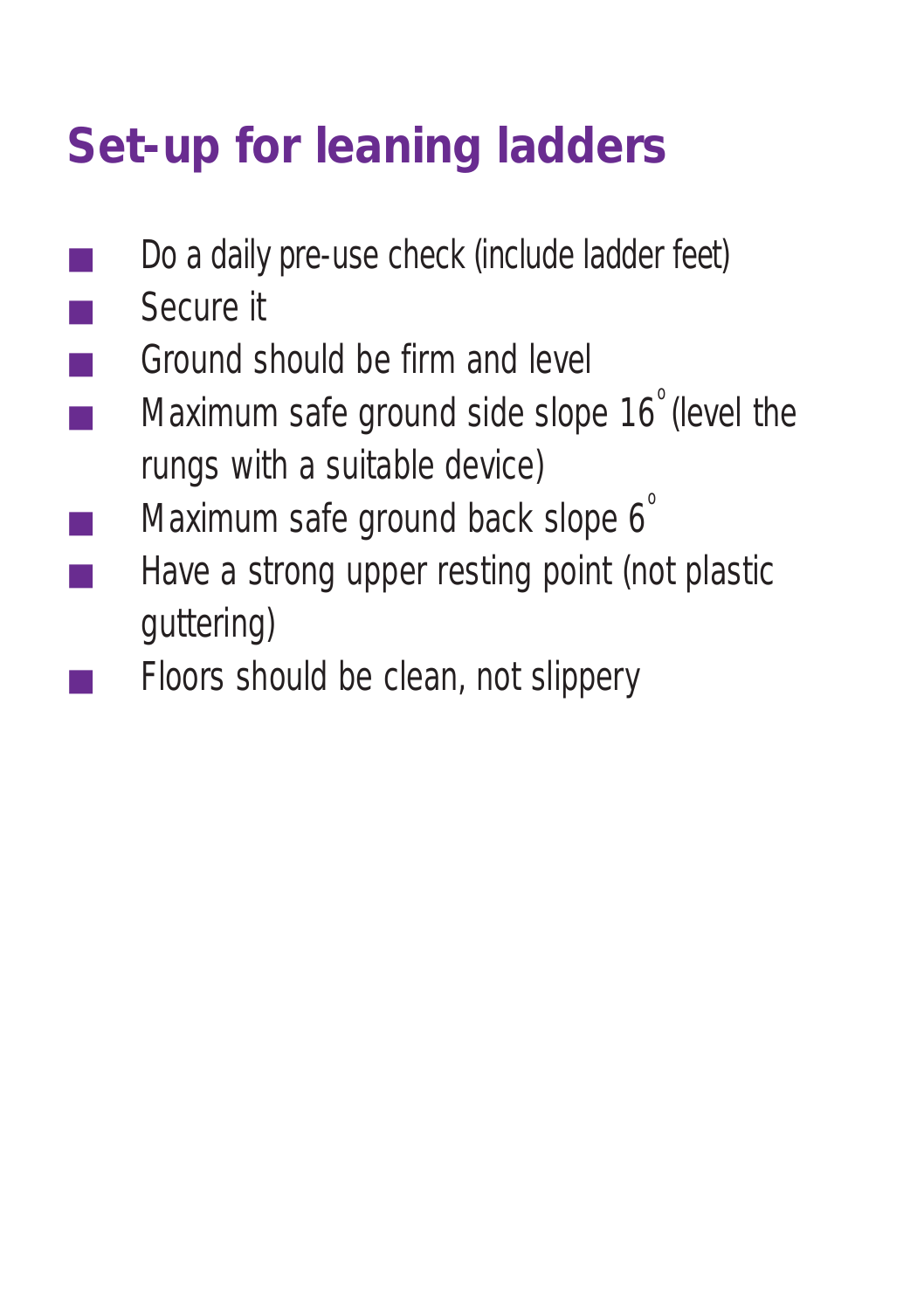# Set-up for leaning ladders

- Do a daily pre-use check (include ladder feet)
- Secure it
- Ground should be firm and level
- Maximum safe ground side slope 16° (level the rungs with a suitable device)
- Maximum safe ground back slope 6°
- Have a strong upper resting point (not plastic guttering)
- Floors should be clean, not slippery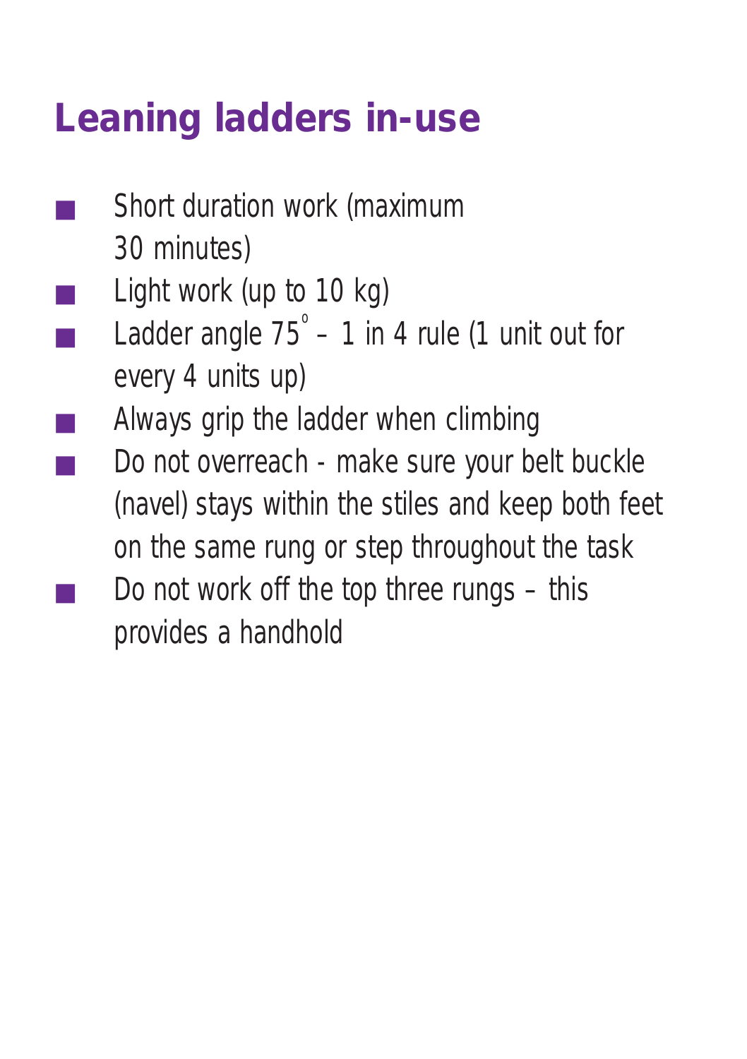# Leaning ladders in-use

- Short duration work (maximum 30 minutes)
- Light work (up to 10 kg)
- Ladder angle 75° – 1 in 4 rule (1 unit out for every 4 units up)
- Always grip the ladder when climbing
- Do not overreach - make sure your belt buckle (navel) stays within the stiles and keep both feet on the same rung or step throughout the task
- Do not work off the top three rungs – this provides a handhold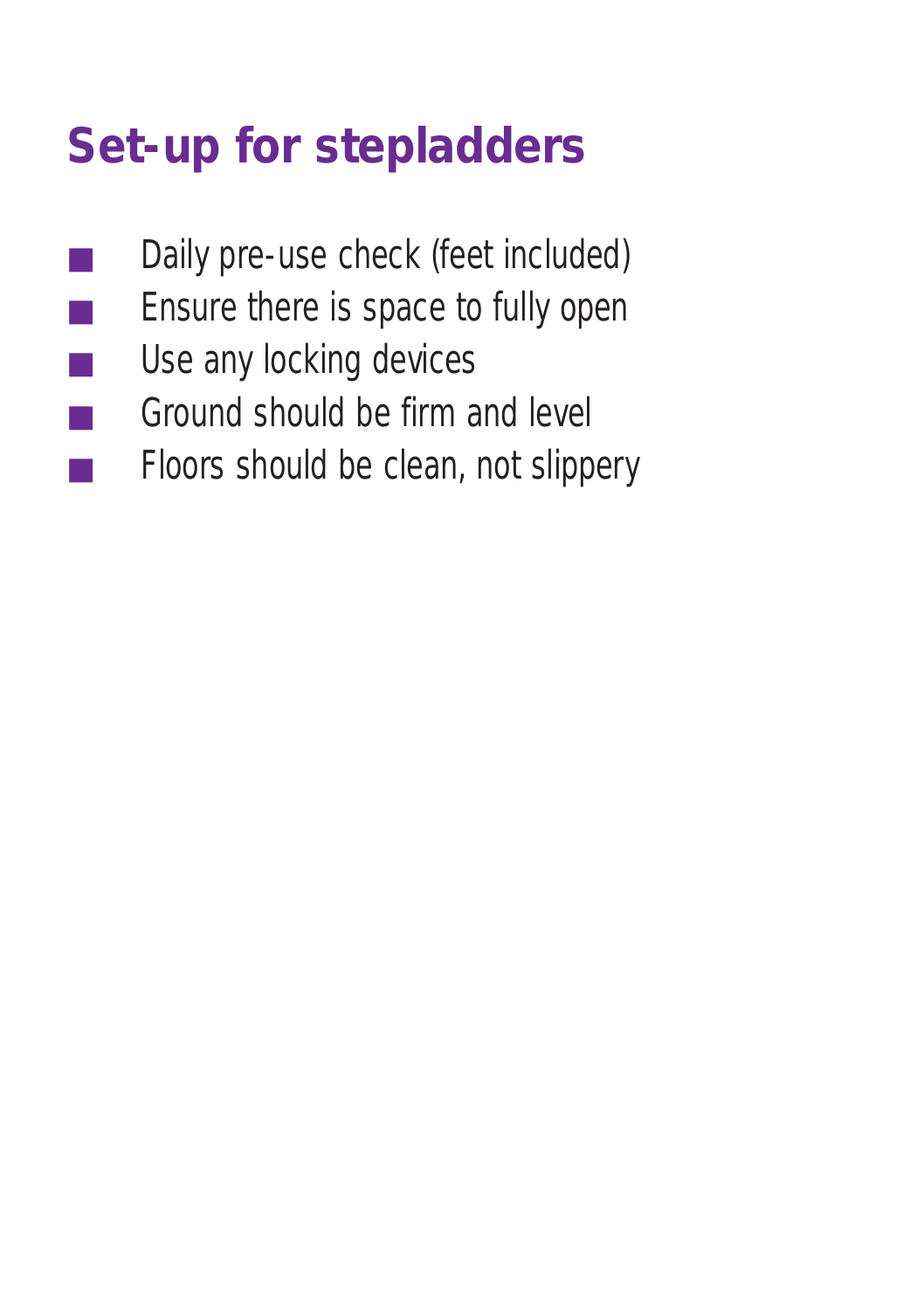# Set-up for stepladders

- Daily pre-use check (feet included)
- Ensure there is space to fully open
- Use any locking devices
- Ground should be firm and level
- Floors should be clean, not slippery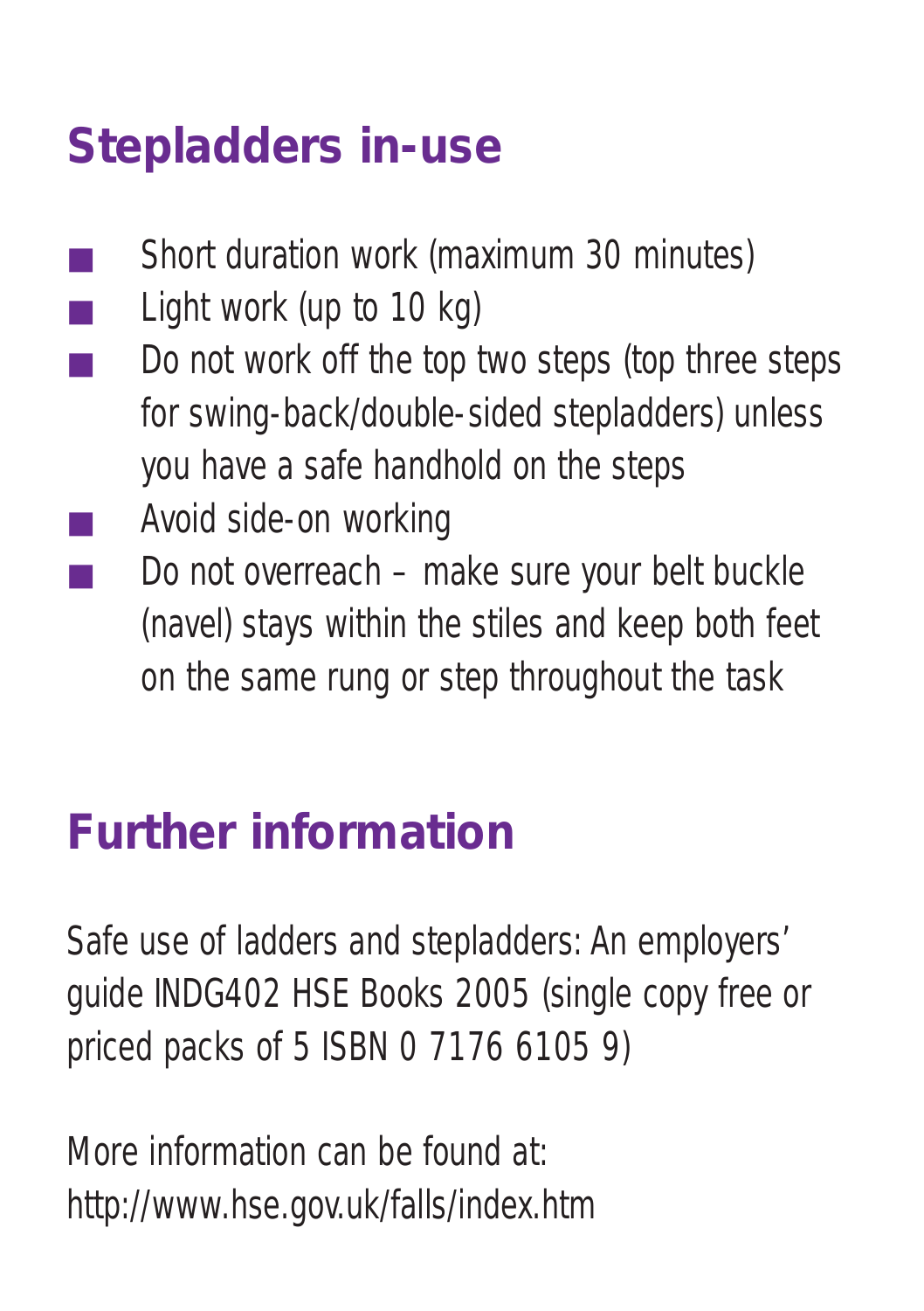## Stepladders in-use

- Short duration work (maximum 30 minutes)
- Light work (up to 10 kg)
- Do not work off the top two steps (top three steps for swing-back/double-sided stepladders) unless you have a safe handhold on the steps
- Avoid side-on working
- Do not overreach – make sure your belt buckle (navel) stays within the stiles and keep both feet on the same rung or step throughout the task

## Further information

Safe use of ladders and stepladders: An employers' guide INDG402 HSE Books 2005 (single copy free or priced packs of 5 ISBN 0 7176 6105 9)

More information can be found at:
http://www.hse.gov.uk/falls/index.htm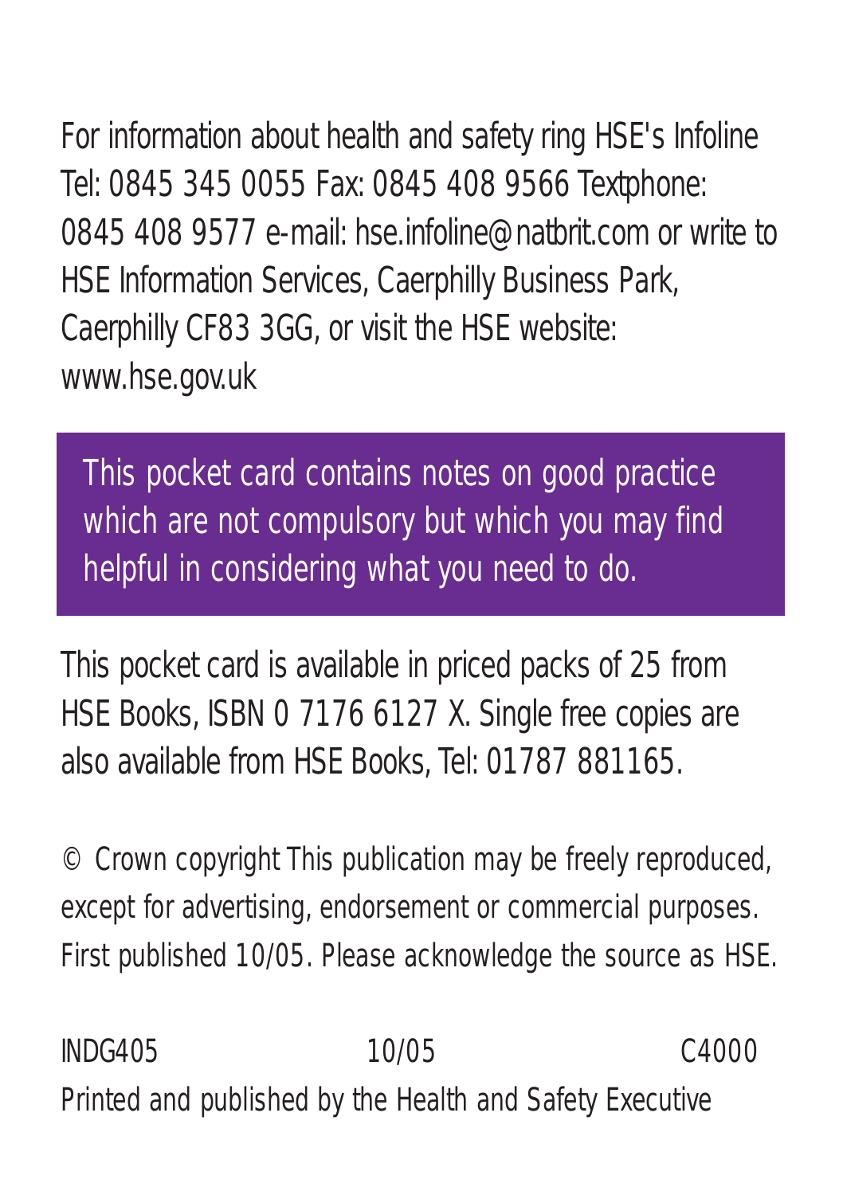For information about health and safety ring HSE's Infoline Tel: 0845 345 0055 Fax: 0845 408 9566 Textphone: 0845 408 9577 e-mail: hse.infoline@natbrit.com or write to HSE Information Services, Caerphilly Business Park, Caerphilly CF83 3GG, or visit the HSE website: www.hse.gov.uk

This pocket card contains notes on good practice which are not compulsory but which you may find helpful in considering what you need to do.

This pocket card is available in priced packs of 25 from HSE Books, ISBN 0 7176 6127 X. Single free copies are also available from HSE Books, Tel: 01787 881165.

© Crown copyright This publication may be freely reproduced, except for advertising, endorsement or commercial purposes. First published 10/05. Please acknowledge the source as HSE.

INDG405 10/05 C4000

Printed and published by the Health and Safety Executive